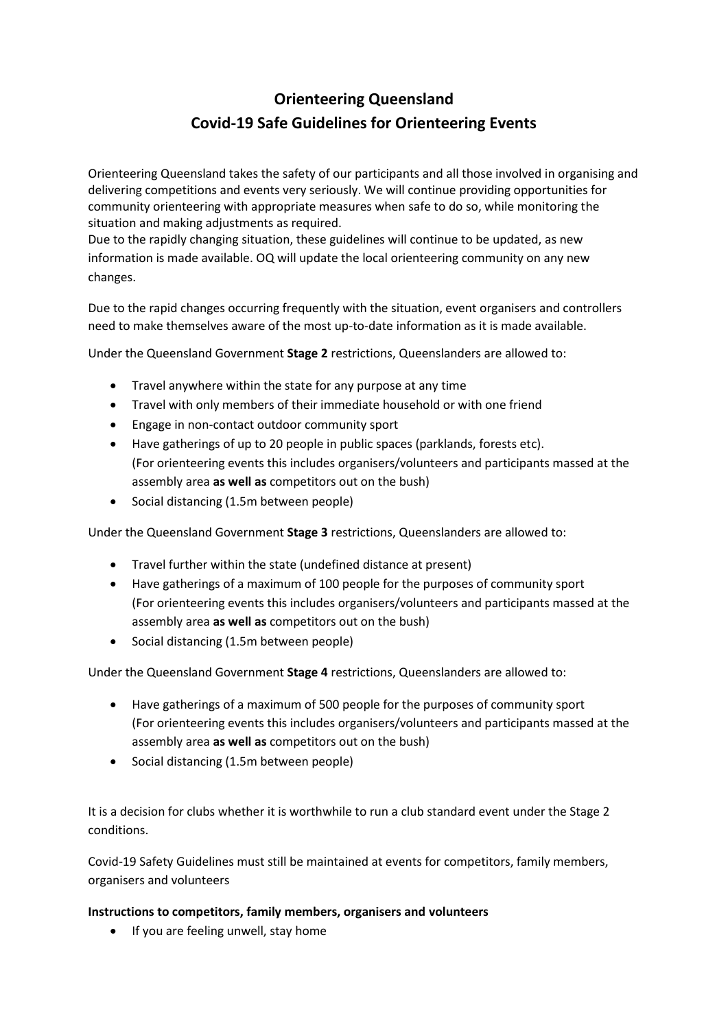# Orienteering Queensland
## Covid-19 Safe Guidelines for Orienteering Events

Orienteering Queensland takes the safety of our participants and all those involved in organising and delivering competitions and events very seriously. We will continue providing opportunities for community orienteering with appropriate measures when safe to do so, while monitoring the situation and making adjustments as required.
Due to the rapidly changing situation, these guidelines will continue to be updated, as new information is made available. OQ will update the local orienteering community on any new changes.

Due to the rapid changes occurring frequently with the situation, event organisers and controllers need to make themselves aware of the most up-to-date information as it is made available.

Under the Queensland Government **Stage 2** restrictions, Queenslanders are allowed to:

- Travel anywhere within the state for any purpose at any time
- Travel with only members of their immediate household or with one friend
- Engage in non-contact outdoor community sport
- Have gatherings of up to 20 people in public spaces (parklands, forests etc).
  (For orienteering events this includes organisers/volunteers and participants massed at the assembly area **as well as** competitors out on the bush)
- Social distancing (1.5m between people)

Under the Queensland Government **Stage 3** restrictions, Queenslanders are allowed to:

- Travel further within the state (undefined distance at present)
- Have gatherings of a maximum of 100 people for the purposes of community sport
  (For orienteering events this includes organisers/volunteers and participants massed at the assembly area **as well as** competitors out on the bush)
- Social distancing (1.5m between people)

Under the Queensland Government **Stage 4** restrictions, Queenslanders are allowed to:

- Have gatherings of a maximum of 500 people for the purposes of community sport
  (For orienteering events this includes organisers/volunteers and participants massed at the assembly area **as well as** competitors out on the bush)
- Social distancing (1.5m between people)

It is a decision for clubs whether it is worthwhile to run a club standard event under the Stage 2 conditions.

Covid-19 Safety Guidelines must still be maintained at events for competitors, family members, organisers and volunteers

**Instructions to competitors, family members, organisers and volunteers**

- If you are feeling unwell, stay home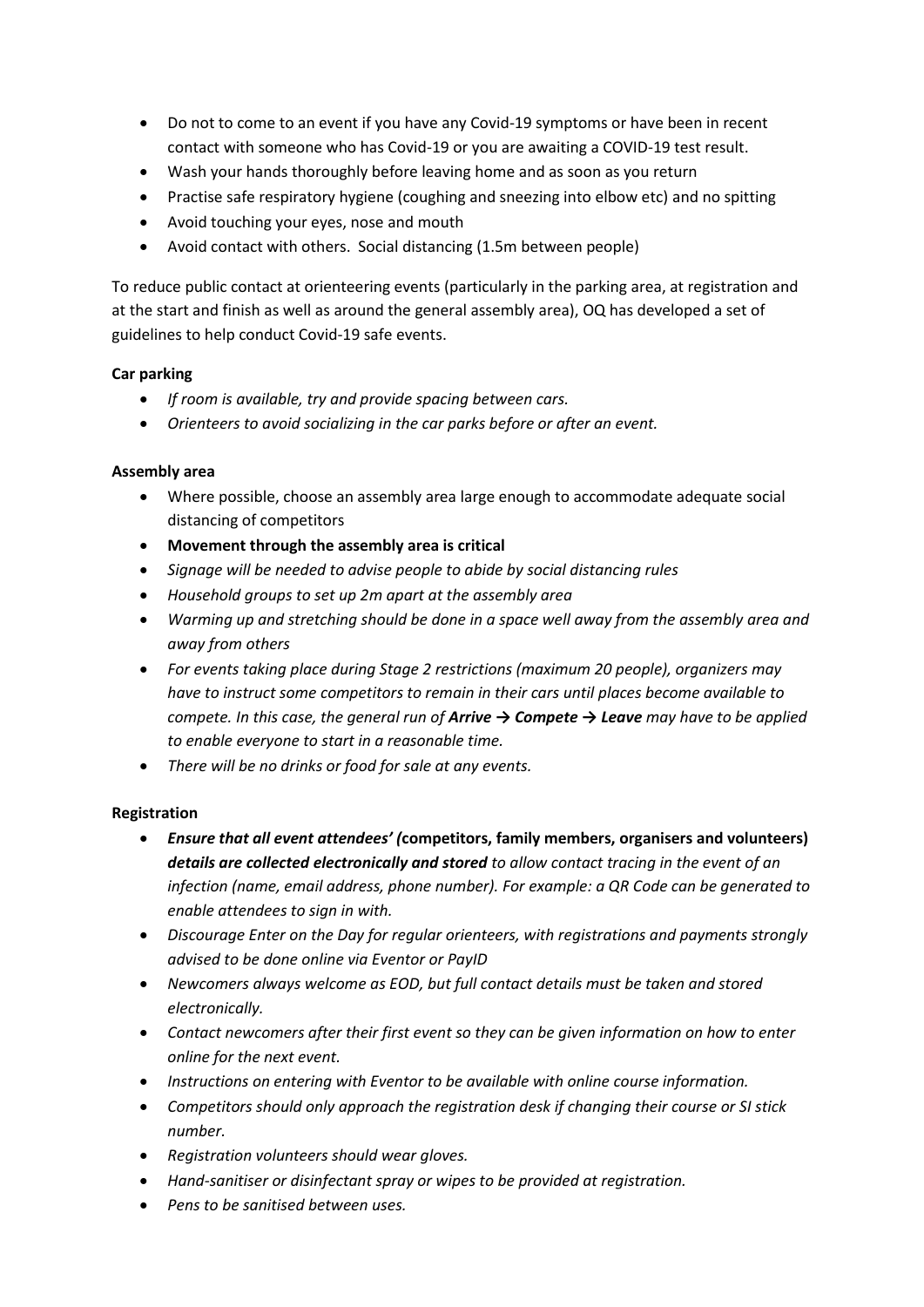- Do not to come to an event if you have any Covid-19 symptoms or have been in recent contact with someone who has Covid-19 or you are awaiting a COVID-19 test result.
- Wash your hands thoroughly before leaving home and as soon as you return
- Practise safe respiratory hygiene (coughing and sneezing into elbow etc) and no spitting
- Avoid touching your eyes, nose and mouth
- Avoid contact with others. Social distancing (1.5m between people)

To reduce public contact at orienteering events (particularly in the parking area, at registration and at the start and finish as well as around the general assembly area), OQ has developed a set of guidelines to help conduct Covid-19 safe events.

**Car parking**

- *If room is available, try and provide spacing between cars.*
- *Orienteers to avoid socializing in the car parks before or after an event.*

**Assembly area**

- Where possible, choose an assembly area large enough to accommodate adequate social distancing of competitors
- **Movement through the assembly area is critical**
- *Signage will be needed to advise people to abide by social distancing rules*
- *Household groups to set up 2m apart at the assembly area*
- *Warming up and stretching should be done in a space well away from the assembly area and away from others*
- *For events taking place during Stage 2 restrictions (maximum 20 people), organizers may have to instruct some competitors to remain in their cars until places become available to compete. In this case, the general run of **Arrive → Compete → Leave** may have to be applied to enable everyone to start in a reasonable time.*
- *There will be no drinks or food for sale at any events.*

**Registration**

- ***Ensure that all event attendees' (*competitors, family members, organisers and volunteers) *details are collected electronically and stored** to allow contact tracing in the event of an infection (name, email address, phone number). For example: a QR Code can be generated to enable attendees to sign in with.*
- *Discourage Enter on the Day for regular orienteers, with registrations and payments strongly advised to be done online via Eventor or PayID*
- *Newcomers always welcome as EOD, but full contact details must be taken and stored electronically.*
- *Contact newcomers after their first event so they can be given information on how to enter online for the next event.*
- *Instructions on entering with Eventor to be available with online course information.*
- *Competitors should only approach the registration desk if changing their course or SI stick number.*
- *Registration volunteers should wear gloves.*
- *Hand-sanitiser or disinfectant spray or wipes to be provided at registration.*
- *Pens to be sanitised between uses.*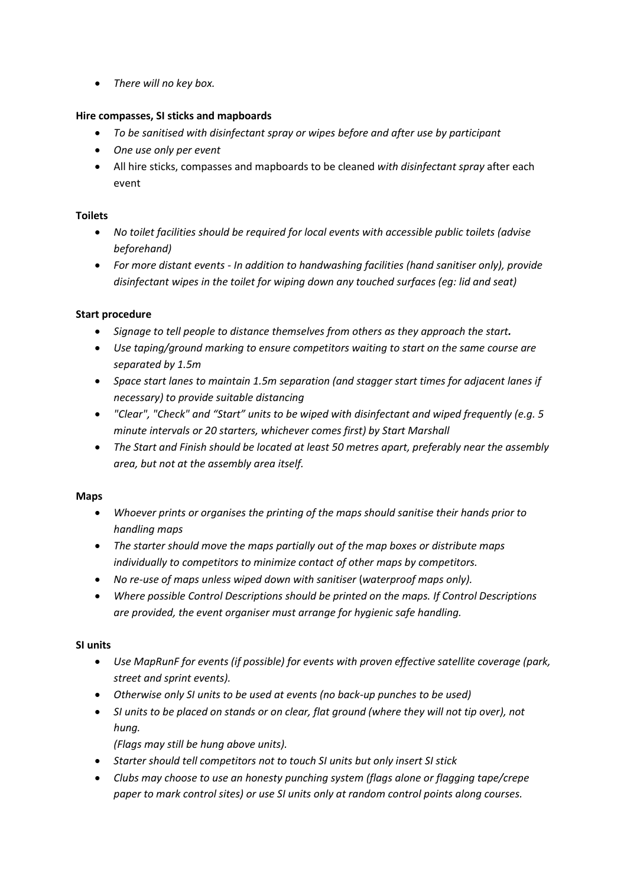- *There will no key box.*

**Hire compasses, SI sticks and mapboards**

- *To be sanitised with disinfectant spray or wipes before and after use by participant*
- *One use only per event*
- All hire sticks, compasses and mapboards to be cleaned *with disinfectant spray* after each event

**Toilets**

- *No toilet facilities should be required for local events with accessible public toilets (advise beforehand)*
- *For more distant events - In addition to handwashing facilities (hand sanitiser only), provide disinfectant wipes in the toilet for wiping down any touched surfaces (eg: lid and seat)*

**Start procedure**

- *Signage to tell people to distance themselves from others as they approach the start.*
- *Use taping/ground marking to ensure competitors waiting to start on the same course are separated by 1.5m*
- *Space start lanes to maintain 1.5m separation (and stagger start times for adjacent lanes if necessary) to provide suitable distancing*
- *"Clear", "Check" and "Start" units to be wiped with disinfectant and wiped frequently (e.g. 5 minute intervals or 20 starters, whichever comes first) by Start Marshall*
- *The Start and Finish should be located at least 50 metres apart, preferably near the assembly area, but not at the assembly area itself.*

**Maps**

- *Whoever prints or organises the printing of the maps should sanitise their hands prior to handling maps*
- *The starter should move the maps partially out of the map boxes or distribute maps individually to competitors to minimize contact of other maps by competitors.*
- *No re-use of maps unless wiped down with sanitiser (waterproof maps only).*
- *Where possible Control Descriptions should be printed on the maps. If Control Descriptions are provided, the event organiser must arrange for hygienic safe handling.*

**SI units**

- *Use MapRunF for events (if possible) for events with proven effective satellite coverage (park, street and sprint events).*
- *Otherwise only SI units to be used at events (no back-up punches to be used)*
- *SI units to be placed on stands or on clear, flat ground (where they will not tip over), not hung.*
  *(Flags may still be hung above units).*
- *Starter should tell competitors not to touch SI units but only insert SI stick*
- *Clubs may choose to use an honesty punching system (flags alone or flagging tape/crepe paper to mark control sites) or use SI units only at random control points along courses.*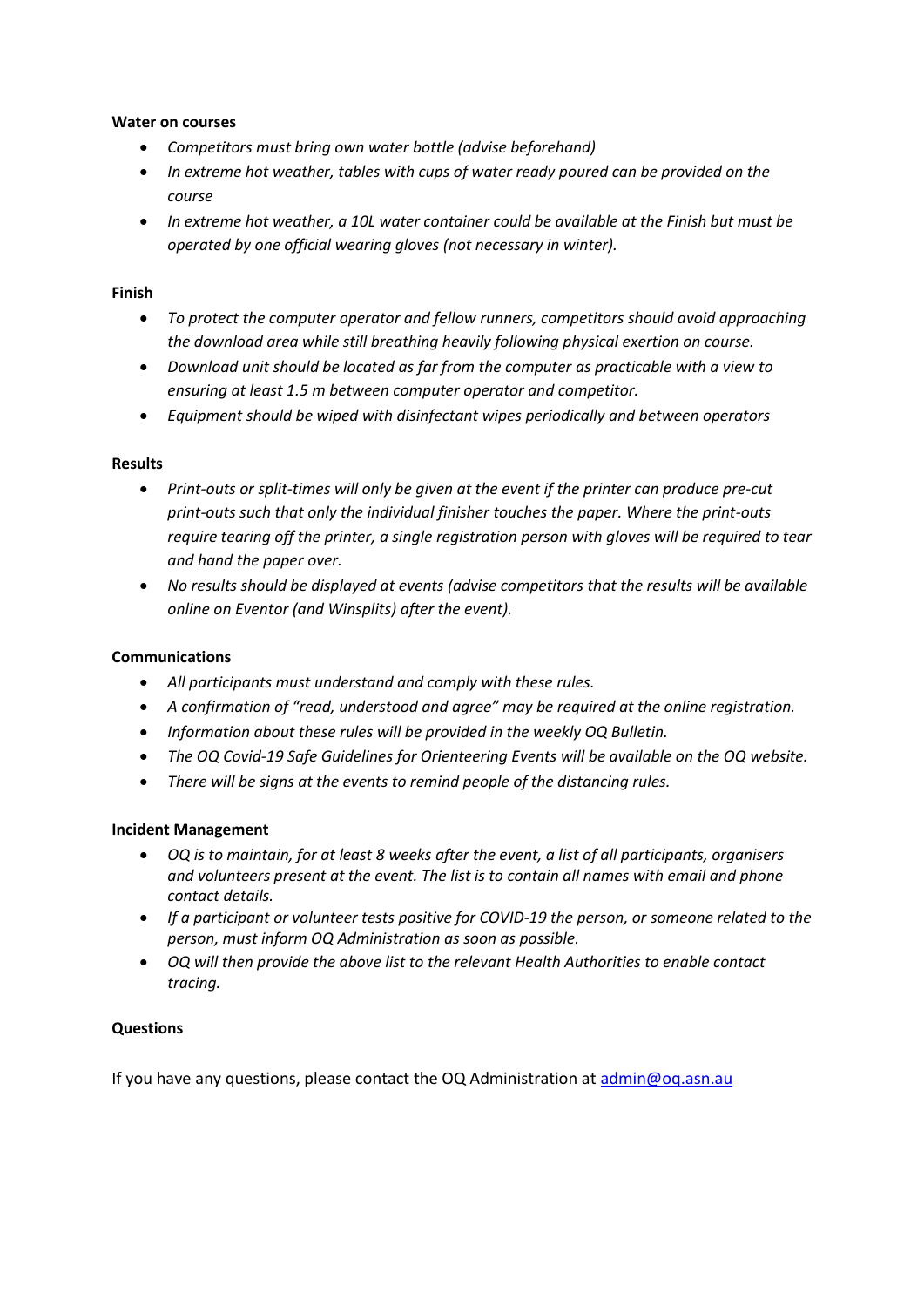**Water on courses**

- *Competitors must bring own water bottle (advise beforehand)*
- *In extreme hot weather, tables with cups of water ready poured can be provided on the course*
- *In extreme hot weather, a 10L water container could be available at the Finish but must be operated by one official wearing gloves (not necessary in winter).*

**Finish**

- *To protect the computer operator and fellow runners, competitors should avoid approaching the download area while still breathing heavily following physical exertion on course.*
- *Download unit should be located as far from the computer as practicable with a view to ensuring at least 1.5 m between computer operator and competitor.*
- *Equipment should be wiped with disinfectant wipes periodically and between operators*

**Results**

- *Print-outs or split-times will only be given at the event if the printer can produce pre-cut print-outs such that only the individual finisher touches the paper. Where the print-outs require tearing off the printer, a single registration person with gloves will be required to tear and hand the paper over.*
- *No results should be displayed at events (advise competitors that the results will be available online on Eventor (and Winsplits) after the event).*

**Communications**

- *All participants must understand and comply with these rules.*
- *A confirmation of "read, understood and agree" may be required at the online registration.*
- *Information about these rules will be provided in the weekly OQ Bulletin.*
- *The OQ Covid-19 Safe Guidelines for Orienteering Events will be available on the OQ website.*
- *There will be signs at the events to remind people of the distancing rules.*

**Incident Management**

- *OQ is to maintain, for at least 8 weeks after the event, a list of all participants, organisers and volunteers present at the event. The list is to contain all names with email and phone contact details.*
- *If a participant or volunteer tests positive for COVID-19 the person, or someone related to the person, must inform OQ Administration as soon as possible.*
- *OQ will then provide the above list to the relevant Health Authorities to enable contact tracing.*

**Questions**

If you have any questions, please contact the OQ Administration at [admin@oq.asn.au](mailto:admin@oq.asn.au)